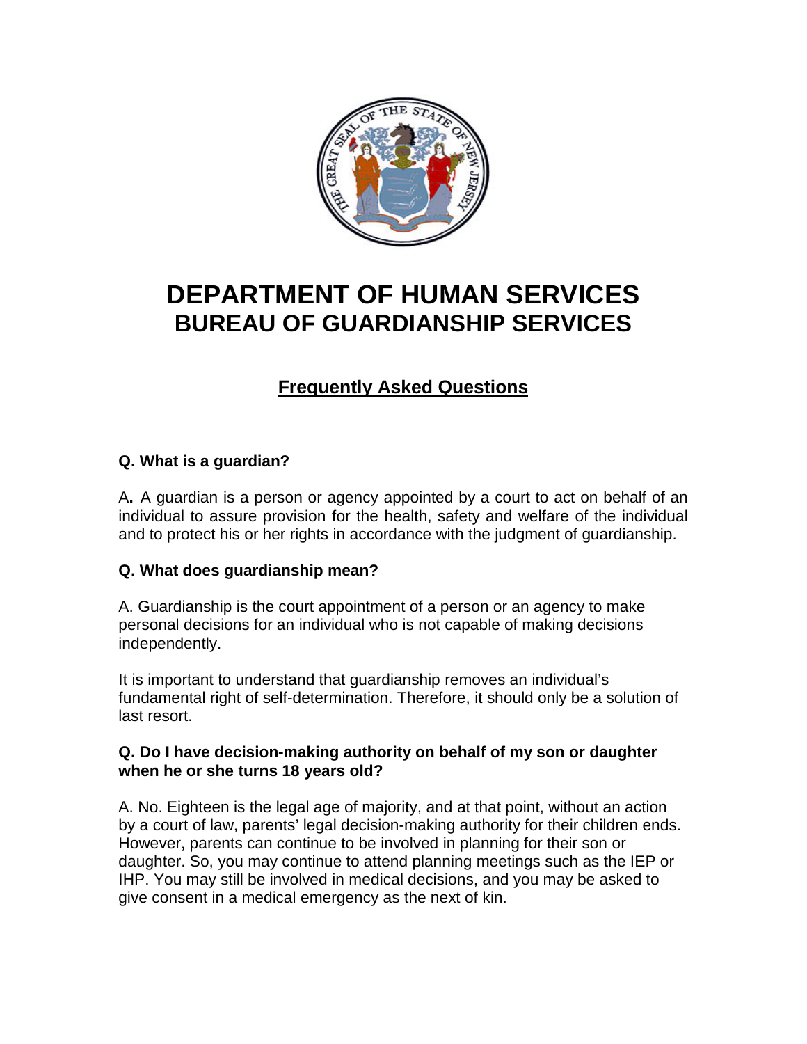# DEPARTMENT OF HUMAN SERVICES

## BUREAU OF GUARDIANSHIP SERVICES

### Frequently Asked Questions

**Q. What is a guardian?**

A**.** A guardian is a person or agency appointed by a court to act on behalf of an individual to assure provision for the health, safety and welfare of the individual and to protect his or her rights in accordance with the judgment of guardianship.

**Q. What does guardianship mean?**

A. Guardianship is the court appointment of a person or an agency to make personal decisions for an individual who is not capable of making decisions independently.

It is important to understand that guardianship removes an individual's fundamental right of self-determination. Therefore, it should only be a solution of last resort.

**Q. Do I have decision-making authority on behalf of my son or daughter when he or she turns 18 years old?**

A. No. Eighteen is the legal age of majority, and at that point, without an action by a court of law, parents' legal decision-making authority for their children ends. However, parents can continue to be involved in planning for their son or daughter. So, you may continue to attend planning meetings such as the IEP or IHP. You may still be involved in medical decisions, and you may be asked to give consent in a medical emergency as the next of kin.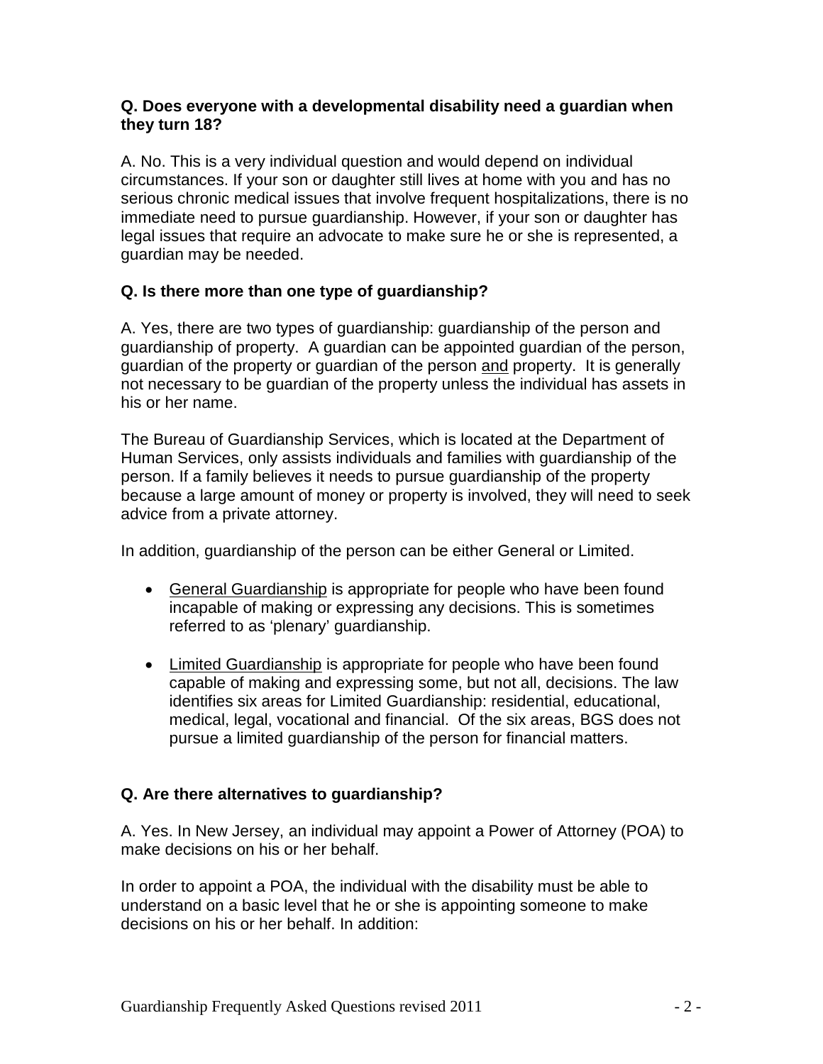**Q. Does everyone with a developmental disability need a guardian when they turn 18?**

A. No. This is a very individual question and would depend on individual circumstances. If your son or daughter still lives at home with you and has no serious chronic medical issues that involve frequent hospitalizations, there is no immediate need to pursue guardianship. However, if your son or daughter has legal issues that require an advocate to make sure he or she is represented, a guardian may be needed.

**Q. Is there more than one type of guardianship?**

A. Yes, there are two types of guardianship: guardianship of the person and guardianship of property. A guardian can be appointed guardian of the person, guardian of the property or guardian of the person <u>and</u> property. It is generally not necessary to be guardian of the property unless the individual has assets in his or her name.

The Bureau of Guardianship Services, which is located at the Department of Human Services, only assists individuals and families with guardianship of the person. If a family believes it needs to pursue guardianship of the property because a large amount of money or property is involved, they will need to seek advice from a private attorney.

In addition, guardianship of the person can be either General or Limited.

- <u>General Guardianship</u> is appropriate for people who have been found incapable of making or expressing any decisions. This is sometimes referred to as 'plenary' guardianship.
- <u>Limited Guardianship</u> is appropriate for people who have been found capable of making and expressing some, but not all, decisions. The law identifies six areas for Limited Guardianship: residential, educational, medical, legal, vocational and financial. Of the six areas, BGS does not pursue a limited guardianship of the person for financial matters.

**Q. Are there alternatives to guardianship?**

A. Yes. In New Jersey, an individual may appoint a Power of Attorney (POA) to make decisions on his or her behalf.

In order to appoint a POA, the individual with the disability must be able to understand on a basic level that he or she is appointing someone to make decisions on his or her behalf. In addition: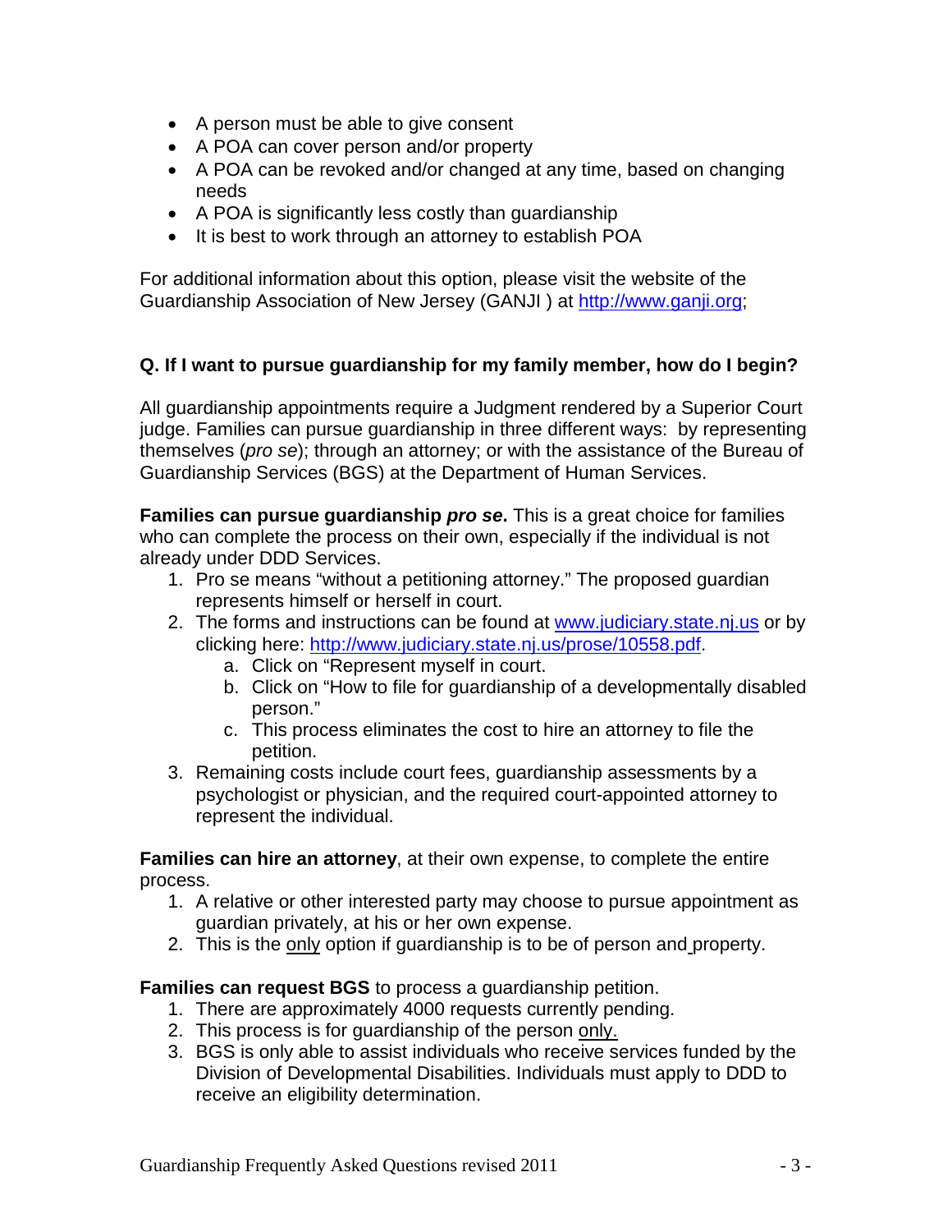- A person must be able to give consent
- A POA can cover person and/or property
- A POA can be revoked and/or changed at any time, based on changing needs
- A POA is significantly less costly than guardianship
- It is best to work through an attorney to establish POA

For additional information about this option, please visit the website of the Guardianship Association of New Jersey (GANJI ) at http://www.ganji.org;

**Q. If I want to pursue guardianship for my family member, how do I begin?**

All guardianship appointments require a Judgment rendered by a Superior Court judge. Families can pursue guardianship in three different ways: by representing themselves (*pro se*); through an attorney; or with the assistance of the Bureau of Guardianship Services (BGS) at the Department of Human Services.

**Families can pursue guardianship *pro se*.** This is a great choice for families who can complete the process on their own, especially if the individual is not already under DDD Services.

1. Pro se means "without a petitioning attorney." The proposed guardian represents himself or herself in court.
2. The forms and instructions can be found at www.judiciary.state.nj.us or by clicking here: http://www.judiciary.state.nj.us/prose/10558.pdf.
    a. Click on "Represent myself in court.
    b. Click on "How to file for guardianship of a developmentally disabled person."
    c. This process eliminates the cost to hire an attorney to file the petition.
3. Remaining costs include court fees, guardianship assessments by a psychologist or physician, and the required court-appointed attorney to represent the individual.

**Families can hire an attorney**, at their own expense, to complete the entire process.

1. A relative or other interested party may choose to pursue appointment as guardian privately, at his or her own expense.
2. This is the <u>only</u> option if guardianship is to be of person and property.

**Families can request BGS** to process a guardianship petition.

1. There are approximately 4000 requests currently pending.
2. This process is for guardianship of the person <u>only.</u>
3. BGS is only able to assist individuals who receive services funded by the Division of Developmental Disabilities. Individuals must apply to DDD to receive an eligibility determination.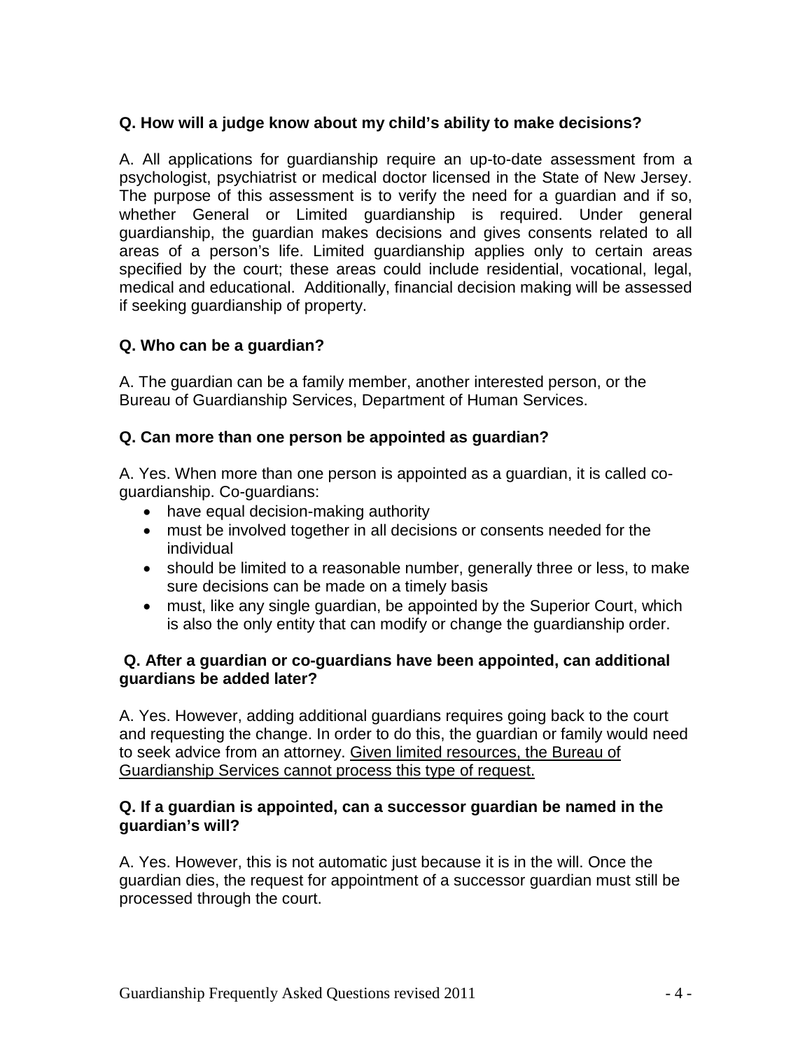**Q. How will a judge know about my child's ability to make decisions?**

A. All applications for guardianship require an up-to-date assessment from a psychologist, psychiatrist or medical doctor licensed in the State of New Jersey. The purpose of this assessment is to verify the need for a guardian and if so, whether General or Limited guardianship is required. Under general guardianship, the guardian makes decisions and gives consents related to all areas of a person's life. Limited guardianship applies only to certain areas specified by the court; these areas could include residential, vocational, legal, medical and educational. Additionally, financial decision making will be assessed if seeking guardianship of property.

**Q. Who can be a guardian?**

A. The guardian can be a family member, another interested person, or the Bureau of Guardianship Services, Department of Human Services.

**Q. Can more than one person be appointed as guardian?**

A. Yes. When more than one person is appointed as a guardian, it is called co-guardianship. Co-guardians:

- have equal decision-making authority
- must be involved together in all decisions or consents needed for the individual
- should be limited to a reasonable number, generally three or less, to make sure decisions can be made on a timely basis
- must, like any single guardian, be appointed by the Superior Court, which is also the only entity that can modify or change the guardianship order.

**Q. After a guardian or co-guardians have been appointed, can additional guardians be added later?**

A. Yes. However, adding additional guardians requires going back to the court and requesting the change. In order to do this, the guardian or family would need to seek advice from an attorney. <u>Given limited resources, the Bureau of Guardianship Services cannot process this type of request.</u>

**Q. If a guardian is appointed, can a successor guardian be named in the guardian's will?**

A. Yes. However, this is not automatic just because it is in the will. Once the guardian dies, the request for appointment of a successor guardian must still be processed through the court.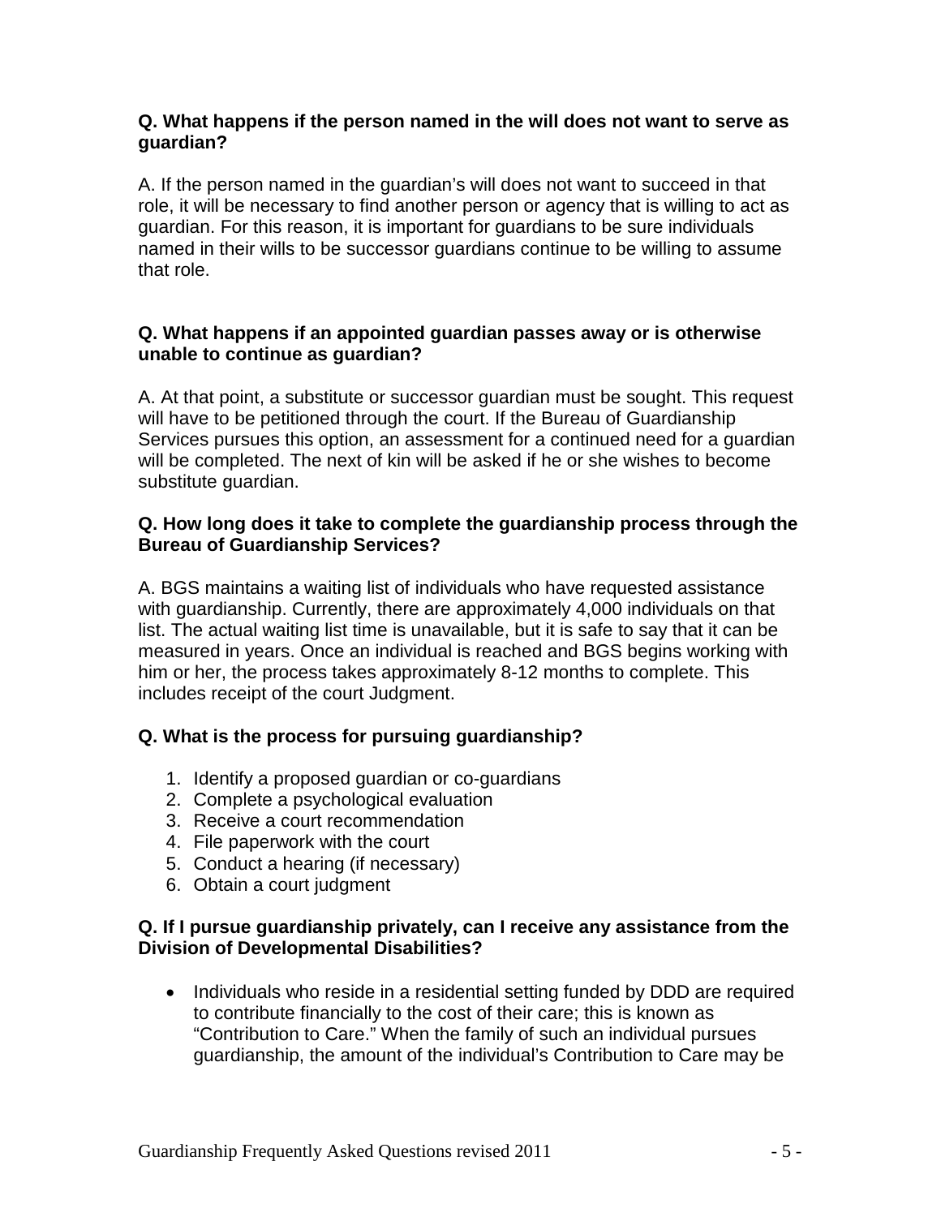**Q. What happens if the person named in the will does not want to serve as guardian?**

A. If the person named in the guardian's will does not want to succeed in that role, it will be necessary to find another person or agency that is willing to act as guardian. For this reason, it is important for guardians to be sure individuals named in their wills to be successor guardians continue to be willing to assume that role.

**Q. What happens if an appointed guardian passes away or is otherwise unable to continue as guardian?**

A. At that point, a substitute or successor guardian must be sought. This request will have to be petitioned through the court. If the Bureau of Guardianship Services pursues this option, an assessment for a continued need for a guardian will be completed. The next of kin will be asked if he or she wishes to become substitute guardian.

**Q. How long does it take to complete the guardianship process through the Bureau of Guardianship Services?**

A. BGS maintains a waiting list of individuals who have requested assistance with guardianship. Currently, there are approximately 4,000 individuals on that list. The actual waiting list time is unavailable, but it is safe to say that it can be measured in years. Once an individual is reached and BGS begins working with him or her, the process takes approximately 8-12 months to complete. This includes receipt of the court Judgment.

**Q. What is the process for pursuing guardianship?**

1. Identify a proposed guardian or co-guardians
2. Complete a psychological evaluation
3. Receive a court recommendation
4. File paperwork with the court
5. Conduct a hearing (if necessary)
6. Obtain a court judgment

**Q. If I pursue guardianship privately, can I receive any assistance from the Division of Developmental Disabilities?**

- Individuals who reside in a residential setting funded by DDD are required to contribute financially to the cost of their care; this is known as "Contribution to Care." When the family of such an individual pursues guardianship, the amount of the individual's Contribution to Care may be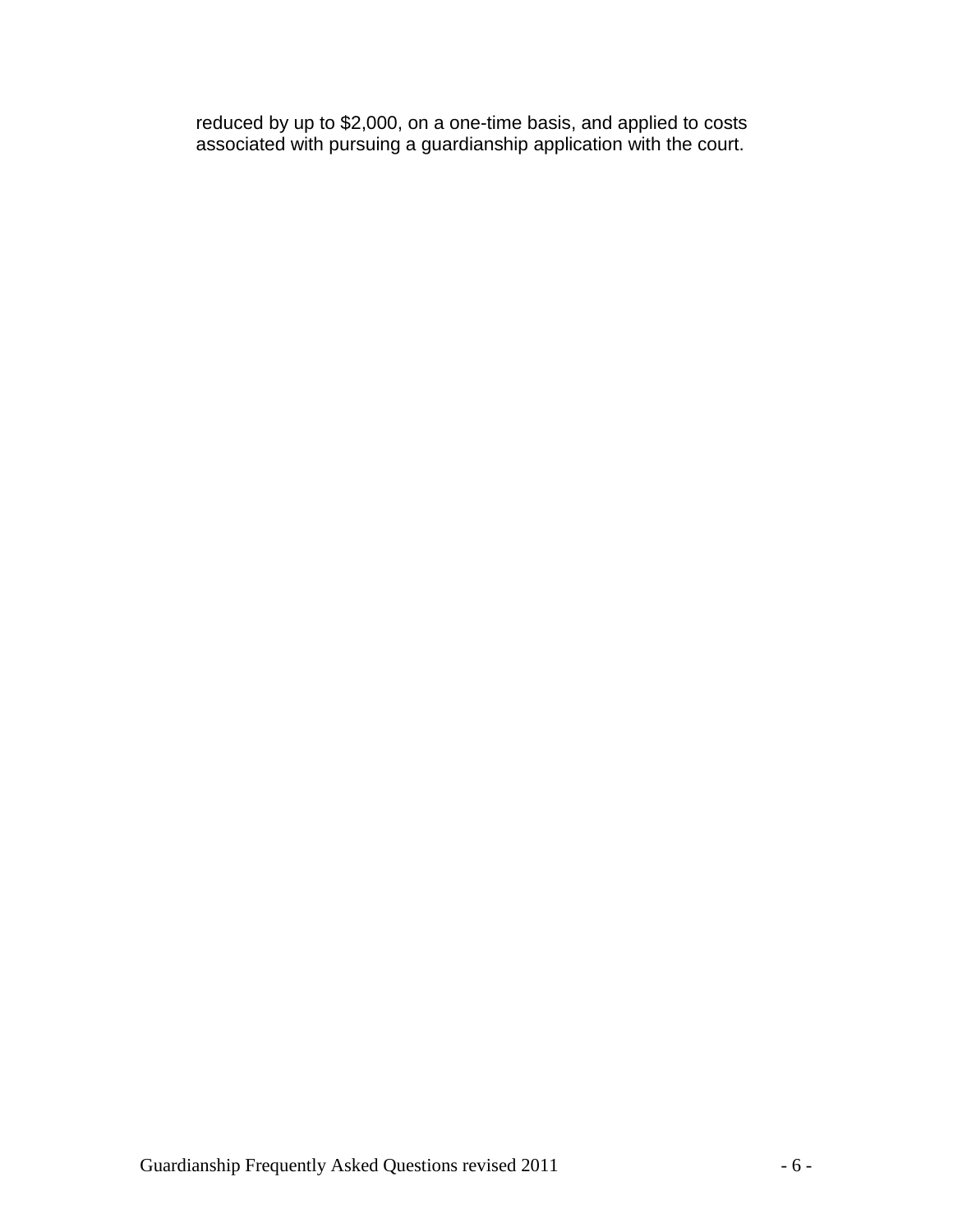reduced by up to $2,000, on a one-time basis, and applied to costs associated with pursuing a guardianship application with the court.